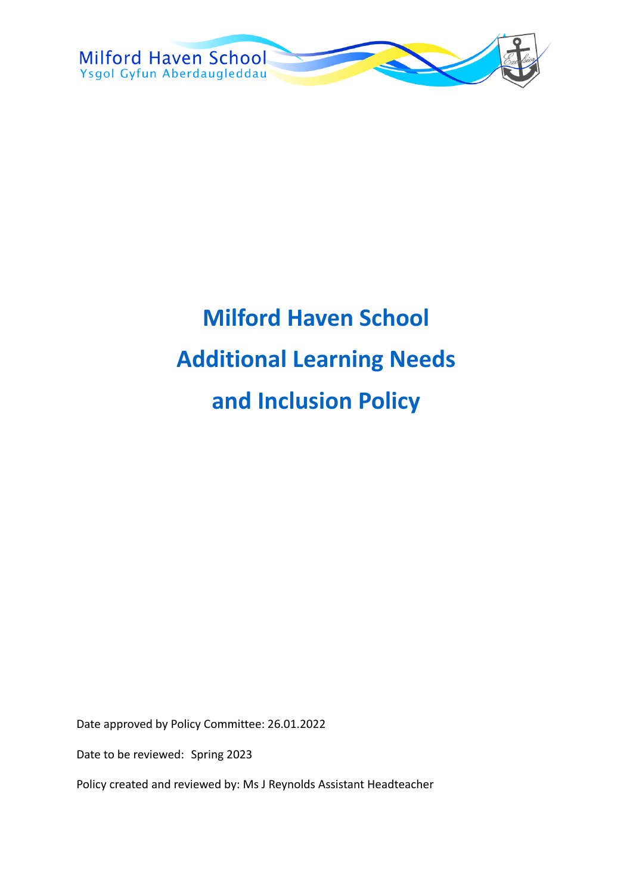Milford Haven School
Ysgol Gyfun Aberdaugleddau

# Milford Haven School
# Additional Learning Needs
# and Inclusion Policy

Date approved by Policy Committee: 26.01.2022

Date to be reviewed: Spring 2023

Policy created and reviewed by: Ms J Reynolds Assistant Headteacher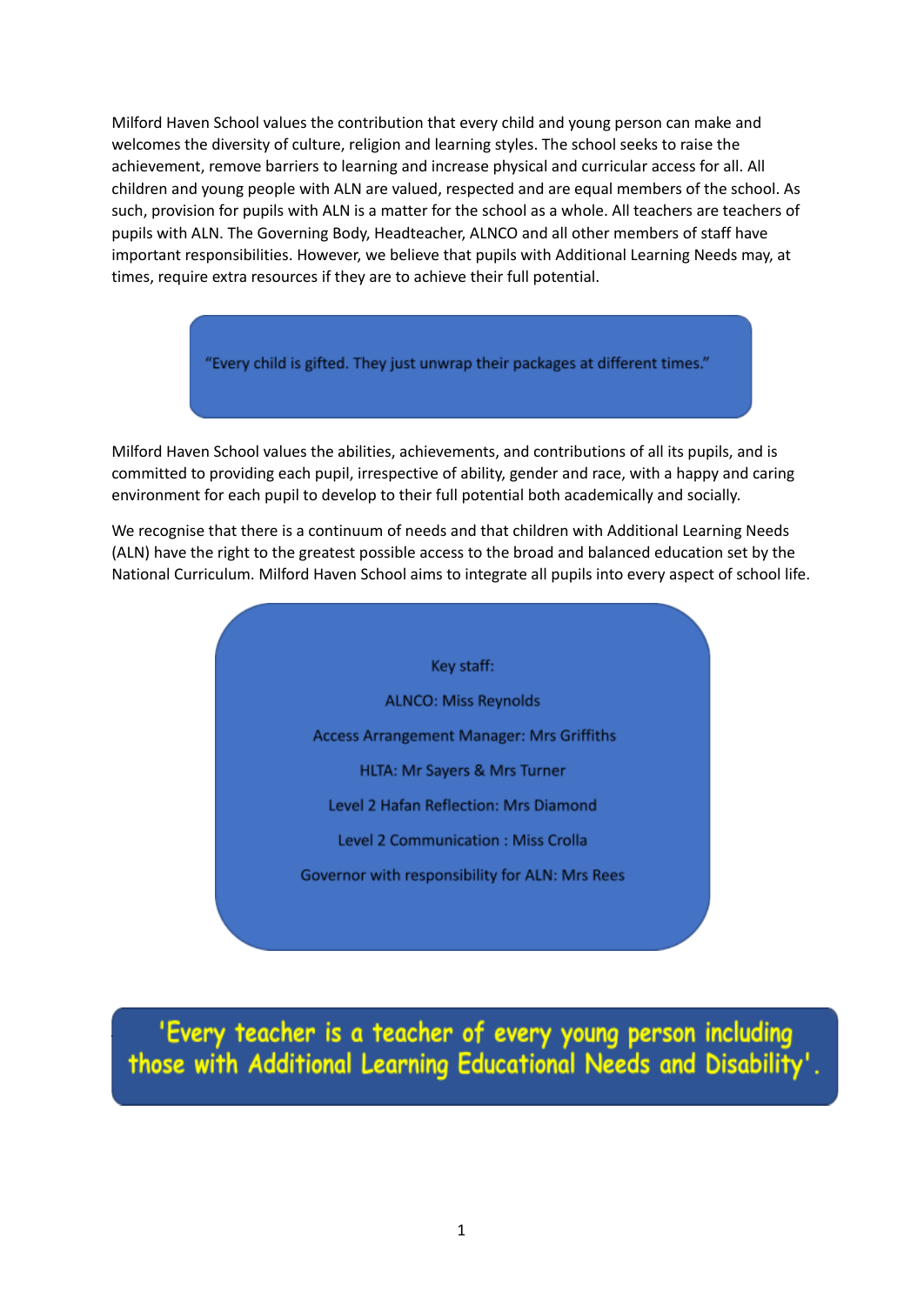Milford Haven School values the contribution that every child and young person can make and welcomes the diversity of culture, religion and learning styles. The school seeks to raise the achievement, remove barriers to learning and increase physical and curricular access for all. All children and young people with ALN are valued, respected and are equal members of the school. As such, provision for pupils with ALN is a matter for the school as a whole. All teachers are teachers of pupils with ALN. The Governing Body, Headteacher, ALNCO and all other members of staff have important responsibilities. However, we believe that pupils with Additional Learning Needs may, at times, require extra resources if they are to achieve their full potential.

> "Every child is gifted. They just unwrap their packages at different times."

Milford Haven School values the abilities, achievements, and contributions of all its pupils, and is committed to providing each pupil, irrespective of ability, gender and race, with a happy and caring environment for each pupil to develop to their full potential both academically and socially.

We recognise that there is a continuum of needs and that children with Additional Learning Needs (ALN) have the right to the greatest possible access to the broad and balanced education set by the National Curriculum. Milford Haven School aims to integrate all pupils into every aspect of school life.

Key staff:

ALNCO: Miss Reynolds

Access Arrangement Manager: Mrs Griffiths

HLTA: Mr Sayers & Mrs Turner

Level 2 Hafan Reflection: Mrs Diamond

Level 2 Communication : Miss Crolla

Governor with responsibility for ALN: Mrs Rees

**'Every teacher is a teacher of every young person including those with Additional Learning Educational Needs and Disability'.**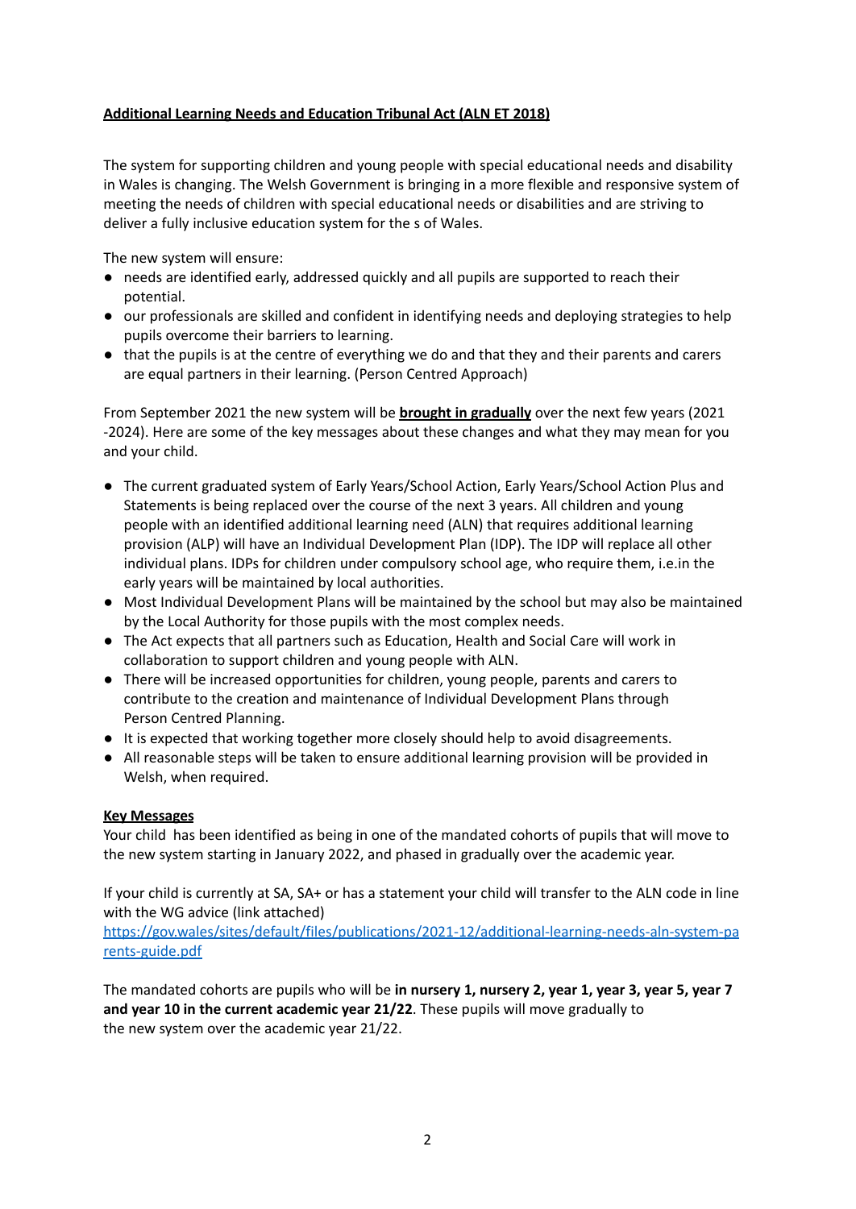**Additional Learning Needs and Education Tribunal Act (ALN ET 2018)**

The system for supporting children and young people with special educational needs and disability in Wales is changing. The Welsh Government is bringing in a more flexible and responsive system of meeting the needs of children with special educational needs or disabilities and are striving to deliver a fully inclusive education system for the s of Wales.

The new system will ensure:

- needs are identified early, addressed quickly and all pupils are supported to reach their potential.
- our professionals are skilled and confident in identifying needs and deploying strategies to help pupils overcome their barriers to learning.
- that the pupils is at the centre of everything we do and that they and their parents and carers are equal partners in their learning. (Person Centred Approach)

From September 2021 the new system will be **brought in gradually** over the next few years (2021 -2024). Here are some of the key messages about these changes and what they may mean for you and your child.

- The current graduated system of Early Years/School Action, Early Years/School Action Plus and Statements is being replaced over the course of the next 3 years. All children and young people with an identified additional learning need (ALN) that requires additional learning provision (ALP) will have an Individual Development Plan (IDP). The IDP will replace all other individual plans. IDPs for children under compulsory school age, who require them, i.e.in the early years will be maintained by local authorities.
- Most Individual Development Plans will be maintained by the school but may also be maintained by the Local Authority for those pupils with the most complex needs.
- The Act expects that all partners such as Education, Health and Social Care will work in collaboration to support children and young people with ALN.
- There will be increased opportunities for children, young people, parents and carers to contribute to the creation and maintenance of Individual Development Plans through Person Centred Planning.
- It is expected that working together more closely should help to avoid disagreements.
- All reasonable steps will be taken to ensure additional learning provision will be provided in Welsh, when required.

**Key Messages**

Your child has been identified as being in one of the mandated cohorts of pupils that will move to the new system starting in January 2022, and phased in gradually over the academic year.

If your child is currently at SA, SA+ or has a statement your child will transfer to the ALN code in line with the WG advice (link attached)
https://gov.wales/sites/default/files/publications/2021-12/additional-learning-needs-aln-system-parents-guide.pdf

The mandated cohorts are pupils who will be **in nursery 1, nursery 2, year 1, year 3, year 5, year 7 and year 10 in the current academic year 21/22**. These pupils will move gradually to the new system over the academic year 21/22.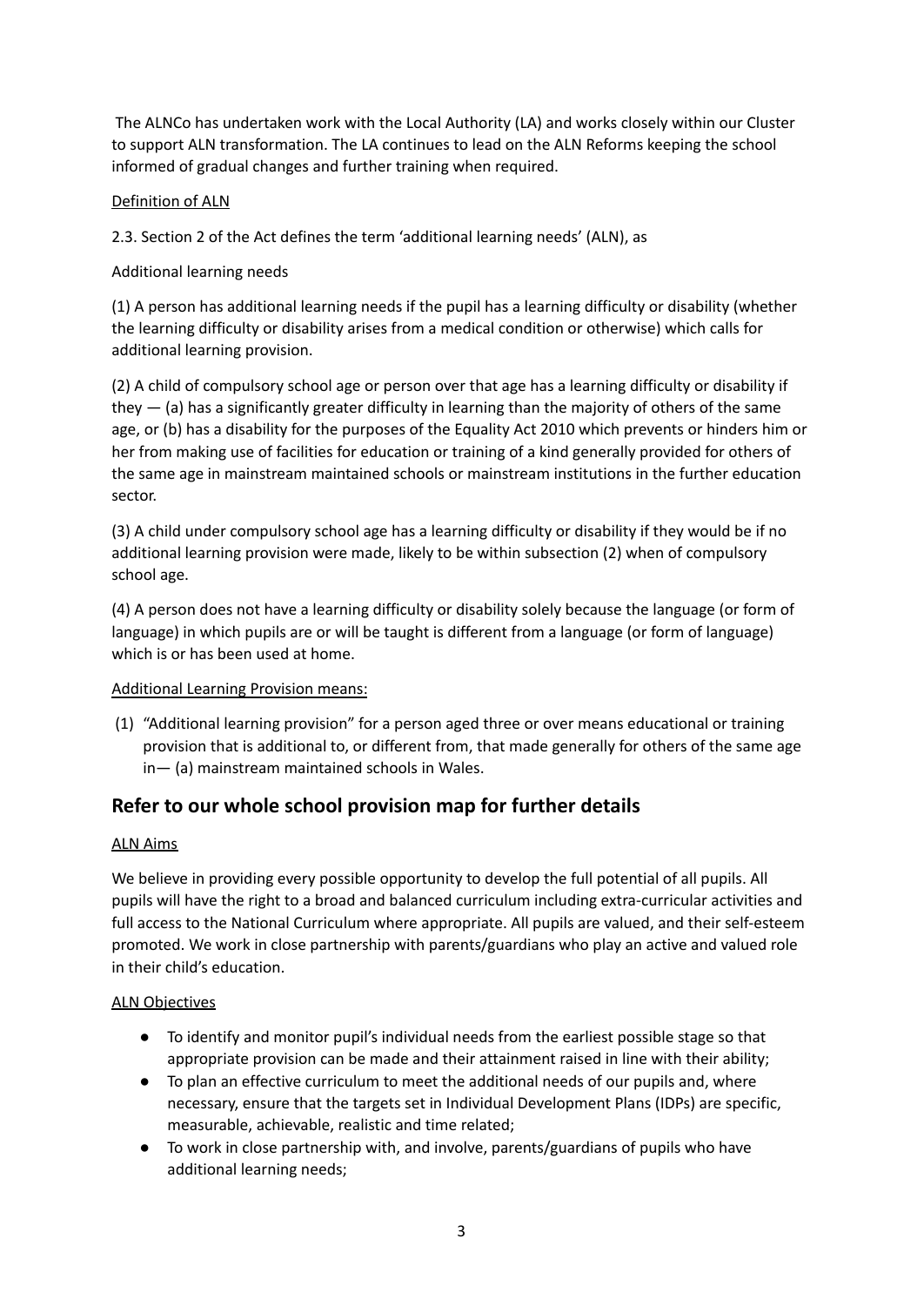The ALNCo has undertaken work with the Local Authority (LA) and works closely within our Cluster to support ALN transformation. The LA continues to lead on the ALN Reforms keeping the school informed of gradual changes and further training when required.

<u>Definition of ALN</u>

2.3. Section 2 of the Act defines the term 'additional learning needs' (ALN), as

Additional learning needs

(1) A person has additional learning needs if the pupil has a learning difficulty or disability (whether the learning difficulty or disability arises from a medical condition or otherwise) which calls for additional learning provision.

(2) A child of compulsory school age or person over that age has a learning difficulty or disability if they — (a) has a significantly greater difficulty in learning than the majority of others of the same age, or (b) has a disability for the purposes of the Equality Act 2010 which prevents or hinders him or her from making use of facilities for education or training of a kind generally provided for others of the same age in mainstream maintained schools or mainstream institutions in the further education sector.

(3) A child under compulsory school age has a learning difficulty or disability if they would be if no additional learning provision were made, likely to be within subsection (2) when of compulsory school age.

(4) A person does not have a learning difficulty or disability solely because the language (or form of language) in which pupils are or will be taught is different from a language (or form of language) which is or has been used at home.

<u>Additional Learning Provision means:</u>

(1) "Additional learning provision" for a person aged three or over means educational or training provision that is additional to, or different from, that made generally for others of the same age in— (a) mainstream maintained schools in Wales.

## Refer to our whole school provision map for further details

<u>ALN Aims</u>

We believe in providing every possible opportunity to develop the full potential of all pupils. All pupils will have the right to a broad and balanced curriculum including extra-curricular activities and full access to the National Curriculum where appropriate. All pupils are valued, and their self-esteem promoted. We work in close partnership with parents/guardians who play an active and valued role in their child's education.

<u>ALN Objectives</u>

- To identify and monitor pupil's individual needs from the earliest possible stage so that appropriate provision can be made and their attainment raised in line with their ability;
- To plan an effective curriculum to meet the additional needs of our pupils and, where necessary, ensure that the targets set in Individual Development Plans (IDPs) are specific, measurable, achievable, realistic and time related;
- To work in close partnership with, and involve, parents/guardians of pupils who have additional learning needs;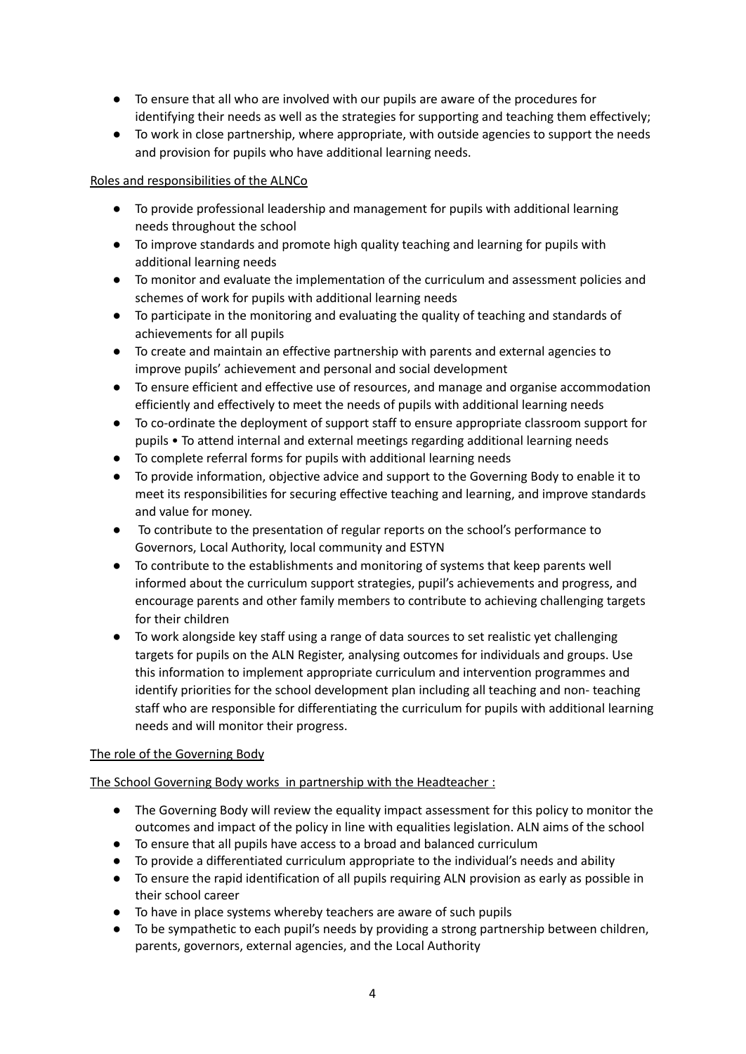- To ensure that all who are involved with our pupils are aware of the procedures for identifying their needs as well as the strategies for supporting and teaching them effectively;
- To work in close partnership, where appropriate, with outside agencies to support the needs and provision for pupils who have additional learning needs.

<u>Roles and responsibilities of the ALNCo</u>

- To provide professional leadership and management for pupils with additional learning needs throughout the school
- To improve standards and promote high quality teaching and learning for pupils with additional learning needs
- To monitor and evaluate the implementation of the curriculum and assessment policies and schemes of work for pupils with additional learning needs
- To participate in the monitoring and evaluating the quality of teaching and standards of achievements for all pupils
- To create and maintain an effective partnership with parents and external agencies to improve pupils' achievement and personal and social development
- To ensure efficient and effective use of resources, and manage and organise accommodation efficiently and effectively to meet the needs of pupils with additional learning needs
- To co-ordinate the deployment of support staff to ensure appropriate classroom support for pupils • To attend internal and external meetings regarding additional learning needs
- To complete referral forms for pupils with additional learning needs
- To provide information, objective advice and support to the Governing Body to enable it to meet its responsibilities for securing effective teaching and learning, and improve standards and value for money.
- To contribute to the presentation of regular reports on the school's performance to Governors, Local Authority, local community and ESTYN
- To contribute to the establishments and monitoring of systems that keep parents well informed about the curriculum support strategies, pupil's achievements and progress, and encourage parents and other family members to contribute to achieving challenging targets for their children
- To work alongside key staff using a range of data sources to set realistic yet challenging targets for pupils on the ALN Register, analysing outcomes for individuals and groups. Use this information to implement appropriate curriculum and intervention programmes and identify priorities for the school development plan including all teaching and non- teaching staff who are responsible for differentiating the curriculum for pupils with additional learning needs and will monitor their progress.

<u>The role of the Governing Body</u>

<u>The School Governing Body works in partnership with the Headteacher :</u>

- The Governing Body will review the equality impact assessment for this policy to monitor the outcomes and impact of the policy in line with equalities legislation. ALN aims of the school
- To ensure that all pupils have access to a broad and balanced curriculum
- To provide a differentiated curriculum appropriate to the individual's needs and ability
- To ensure the rapid identification of all pupils requiring ALN provision as early as possible in their school career
- To have in place systems whereby teachers are aware of such pupils
- To be sympathetic to each pupil's needs by providing a strong partnership between children, parents, governors, external agencies, and the Local Authority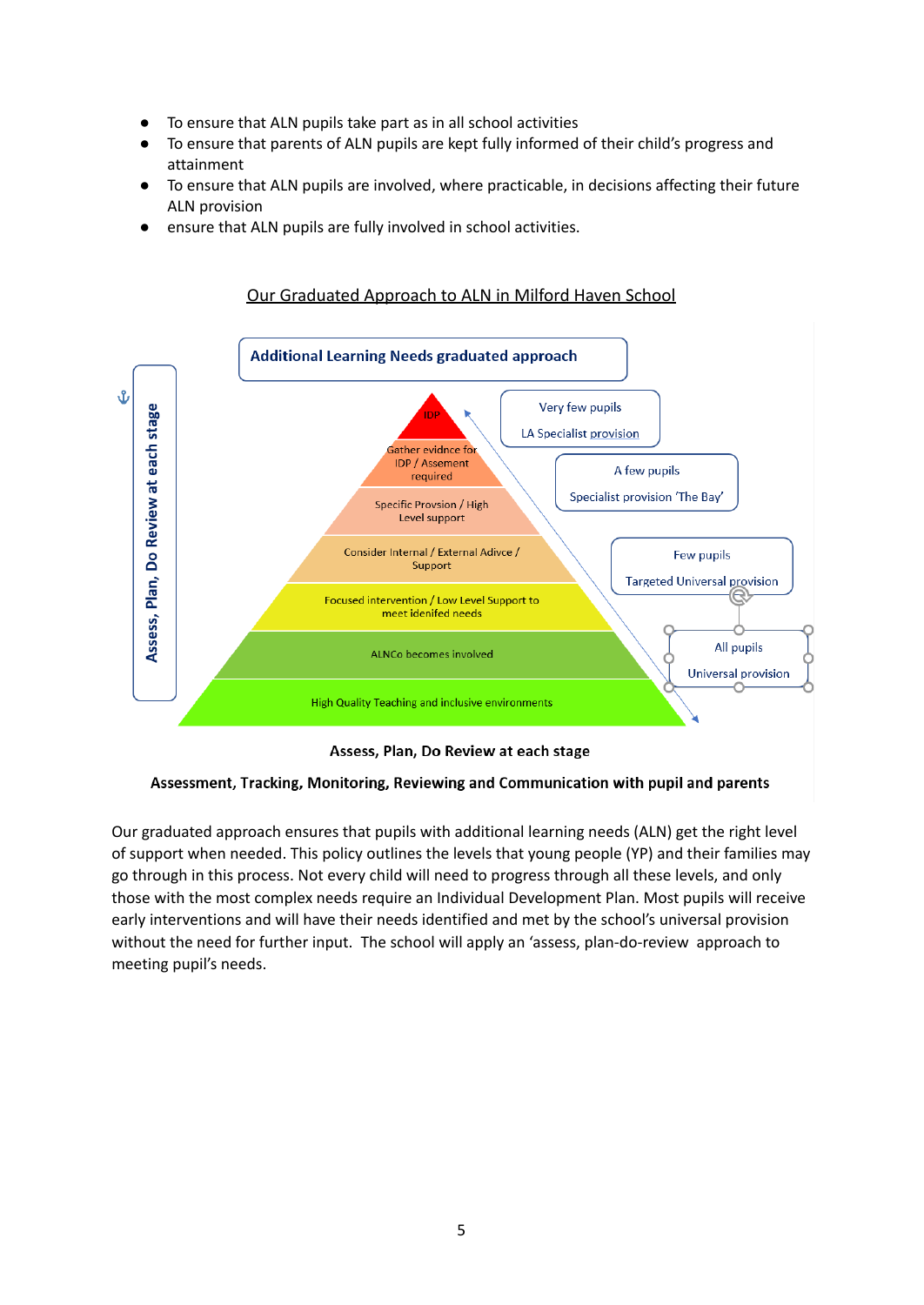- To ensure that ALN pupils take part as in all school activities
- To ensure that parents of ALN pupils are kept fully informed of their child's progress and attainment
- To ensure that ALN pupils are involved, where practicable, in decisions affecting their future ALN provision
- ensure that ALN pupils are fully involved in school activities.

<u>Our Graduated Approach to ALN in Milford Haven School</u>

**Additional Learning Needs graduated approach**

Assess, Plan, Do Review at each stage

- IDP
- Gather evidnce for IDP / Assement required
- Specific Provsion / High Level support
- Consider Internal / External Adivce / Support
- Focused intervention / Low Level Support to meet idenifed needs
- ALNCo becomes involved
- High Quality Teaching and inclusive environments

Very few pupils – LA Specialist provision

A few pupils – Specialist provision 'The Bay'

Few pupils – Targeted Universal provision

All pupils – Universal provision

**Assess, Plan, Do Review at each stage**

**Assessment, Tracking, Monitoring, Reviewing and Communication with pupil and parents**

Our graduated approach ensures that pupils with additional learning needs (ALN) get the right level of support when needed. This policy outlines the levels that young people (YP) and their families may go through in this process. Not every child will need to progress through all these levels, and only those with the most complex needs require an Individual Development Plan. Most pupils will receive early interventions and will have their needs identified and met by the school's universal provision without the need for further input. The school will apply an 'assess, plan-do-review approach to meeting pupil's needs.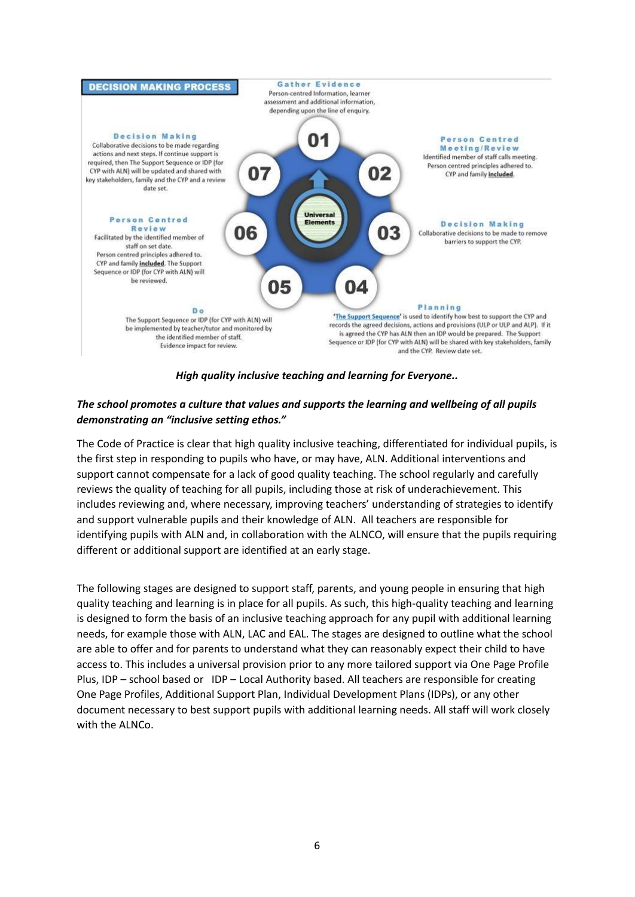**DECISION MAKING PROCESS**

**Gather Evidence** (01)
Person-centred Information, learner assessment and additional information, depending upon the line of enquiry.

**Person Centred Meeting/Review** (02)
Identified member of staff calls meeting. Person centred principles adhered to. CYP and family **included**.

**Decision Making** (03)
Collaborative decisions to be made to remove barriers to support the CYP.

**Planning** (04)
'The Support Sequence' is used to identify how best to support the CYP and records the agreed decisions, actions and provisions (ULP or ULP and ALP). If it is agreed the CYP has ALN then an IDP would be prepared. The Support Sequence or IDP (for CYP with ALN) will be shared with key stakeholders, family and the CYP. Review date set.

**Do** (05)
The Support Sequence or IDP (for CYP with ALN) will be implemented by teacher/tutor and monitored by the identified member of staff. Evidence impact for review.

**Person Centred Review** (06)
Facilitated by the identified member of staff on set date. Person centred principles adhered to. CYP and family **included**. The Support Sequence or IDP (for CYP with ALN) will be reviewed.

**Decision Making** (07)
Collaborative decisions to be made regarding actions and next steps. If continue support is required, then The Support Sequence or IDP (for CYP with ALN) will be updated and shared with key stakeholders, family and the CYP and a review date set.

Universal Elements

***High quality inclusive teaching and learning for Everyone..***

***The school promotes a culture that values and supports the learning and wellbeing of all pupils demonstrating an "inclusive setting ethos."***

The Code of Practice is clear that high quality inclusive teaching, differentiated for individual pupils, is the first step in responding to pupils who have, or may have, ALN. Additional interventions and support cannot compensate for a lack of good quality teaching. The school regularly and carefully reviews the quality of teaching for all pupils, including those at risk of underachievement. This includes reviewing and, where necessary, improving teachers' understanding of strategies to identify and support vulnerable pupils and their knowledge of ALN. All teachers are responsible for identifying pupils with ALN and, in collaboration with the ALNCO, will ensure that the pupils requiring different or additional support are identified at an early stage.

The following stages are designed to support staff, parents, and young people in ensuring that high quality teaching and learning is in place for all pupils. As such, this high-quality teaching and learning is designed to form the basis of an inclusive teaching approach for any pupil with additional learning needs, for example those with ALN, LAC and EAL. The stages are designed to outline what the school are able to offer and for parents to understand what they can reasonably expect their child to have access to. This includes a universal provision prior to any more tailored support via One Page Profile Plus, IDP – school based or IDP – Local Authority based. All teachers are responsible for creating One Page Profiles, Additional Support Plan, Individual Development Plans (IDPs), or any other document necessary to best support pupils with additional learning needs. All staff will work closely with the ALNCo.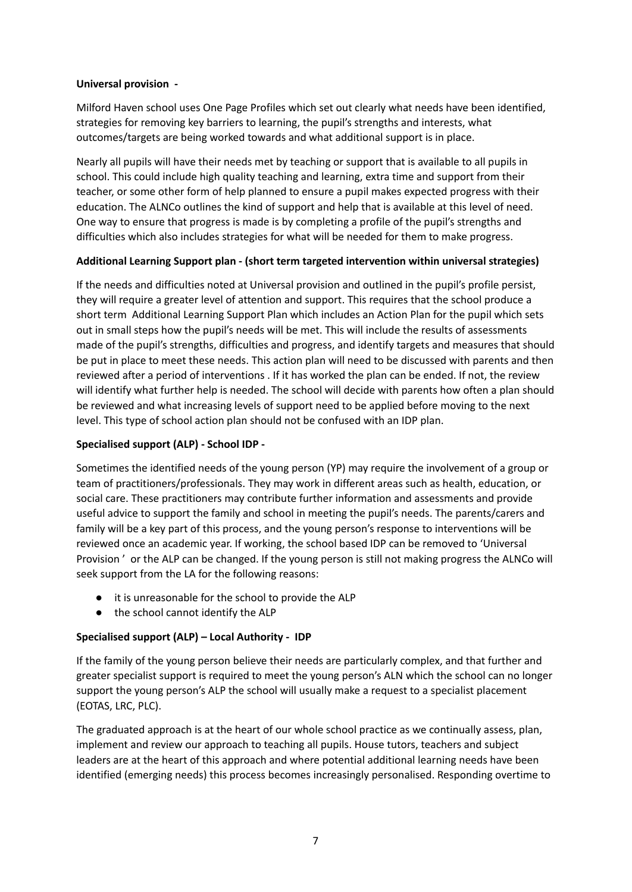**Universal provision -**

Milford Haven school uses One Page Profiles which set out clearly what needs have been identified, strategies for removing key barriers to learning, the pupil's strengths and interests, what outcomes/targets are being worked towards and what additional support is in place.

Nearly all pupils will have their needs met by teaching or support that is available to all pupils in school. This could include high quality teaching and learning, extra time and support from their teacher, or some other form of help planned to ensure a pupil makes expected progress with their education. The ALNCo outlines the kind of support and help that is available at this level of need. One way to ensure that progress is made is by completing a profile of the pupil's strengths and difficulties which also includes strategies for what will be needed for them to make progress.

**Additional Learning Support plan - (short term targeted intervention within universal strategies)**

If the needs and difficulties noted at Universal provision and outlined in the pupil's profile persist, they will require a greater level of attention and support. This requires that the school produce a short term Additional Learning Support Plan which includes an Action Plan for the pupil which sets out in small steps how the pupil's needs will be met. This will include the results of assessments made of the pupil's strengths, difficulties and progress, and identify targets and measures that should be put in place to meet these needs. This action plan will need to be discussed with parents and then reviewed after a period of interventions . If it has worked the plan can be ended. If not, the review will identify what further help is needed. The school will decide with parents how often a plan should be reviewed and what increasing levels of support need to be applied before moving to the next level. This type of school action plan should not be confused with an IDP plan.

**Specialised support (ALP) - School IDP -**

Sometimes the identified needs of the young person (YP) may require the involvement of a group or team of practitioners/professionals. They may work in different areas such as health, education, or social care. These practitioners may contribute further information and assessments and provide useful advice to support the family and school in meeting the pupil's needs. The parents/carers and family will be a key part of this process, and the young person's response to interventions will be reviewed once an academic year. If working, the school based IDP can be removed to 'Universal Provision ' or the ALP can be changed. If the young person is still not making progress the ALNCo will seek support from the LA for the following reasons:

- it is unreasonable for the school to provide the ALP
- the school cannot identify the ALP

**Specialised support (ALP) – Local Authority - IDP**

If the family of the young person believe their needs are particularly complex, and that further and greater specialist support is required to meet the young person's ALN which the school can no longer support the young person's ALP the school will usually make a request to a specialist placement (EOTAS, LRC, PLC).

The graduated approach is at the heart of our whole school practice as we continually assess, plan, implement and review our approach to teaching all pupils. House tutors, teachers and subject leaders are at the heart of this approach and where potential additional learning needs have been identified (emerging needs) this process becomes increasingly personalised. Responding overtime to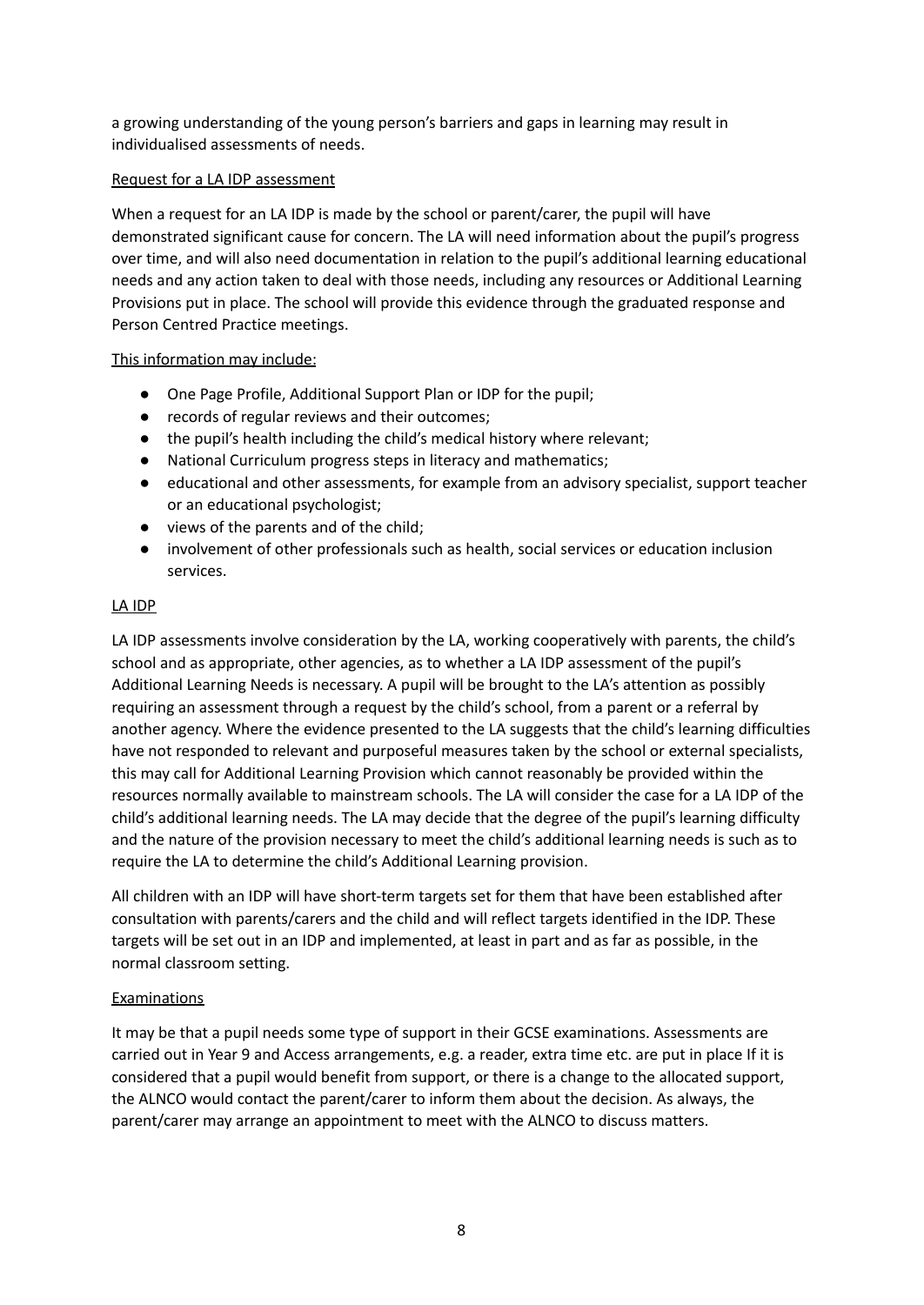a growing understanding of the young person's barriers and gaps in learning may result in individualised assessments of needs.

Request for a LA IDP assessment

When a request for an LA IDP is made by the school or parent/carer, the pupil will have demonstrated significant cause for concern. The LA will need information about the pupil's progress over time, and will also need documentation in relation to the pupil's additional learning educational needs and any action taken to deal with those needs, including any resources or Additional Learning Provisions put in place. The school will provide this evidence through the graduated response and Person Centred Practice meetings.

This information may include:

- One Page Profile, Additional Support Plan or IDP for the pupil;
- records of regular reviews and their outcomes;
- the pupil's health including the child's medical history where relevant;
- National Curriculum progress steps in literacy and mathematics;
- educational and other assessments, for example from an advisory specialist, support teacher or an educational psychologist;
- views of the parents and of the child;
- involvement of other professionals such as health, social services or education inclusion services.

LA IDP

LA IDP assessments involve consideration by the LA, working cooperatively with parents, the child's school and as appropriate, other agencies, as to whether a LA IDP assessment of the pupil's Additional Learning Needs is necessary. A pupil will be brought to the LA's attention as possibly requiring an assessment through a request by the child's school, from a parent or a referral by another agency. Where the evidence presented to the LA suggests that the child's learning difficulties have not responded to relevant and purposeful measures taken by the school or external specialists, this may call for Additional Learning Provision which cannot reasonably be provided within the resources normally available to mainstream schools. The LA will consider the case for a LA IDP of the child's additional learning needs. The LA may decide that the degree of the pupil's learning difficulty and the nature of the provision necessary to meet the child's additional learning needs is such as to require the LA to determine the child's Additional Learning provision.

All children with an IDP will have short-term targets set for them that have been established after consultation with parents/carers and the child and will reflect targets identified in the IDP. These targets will be set out in an IDP and implemented, at least in part and as far as possible, in the normal classroom setting.

Examinations

It may be that a pupil needs some type of support in their GCSE examinations. Assessments are carried out in Year 9 and Access arrangements, e.g. a reader, extra time etc. are put in place If it is considered that a pupil would benefit from support, or there is a change to the allocated support, the ALNCO would contact the parent/carer to inform them about the decision. As always, the parent/carer may arrange an appointment to meet with the ALNCO to discuss matters.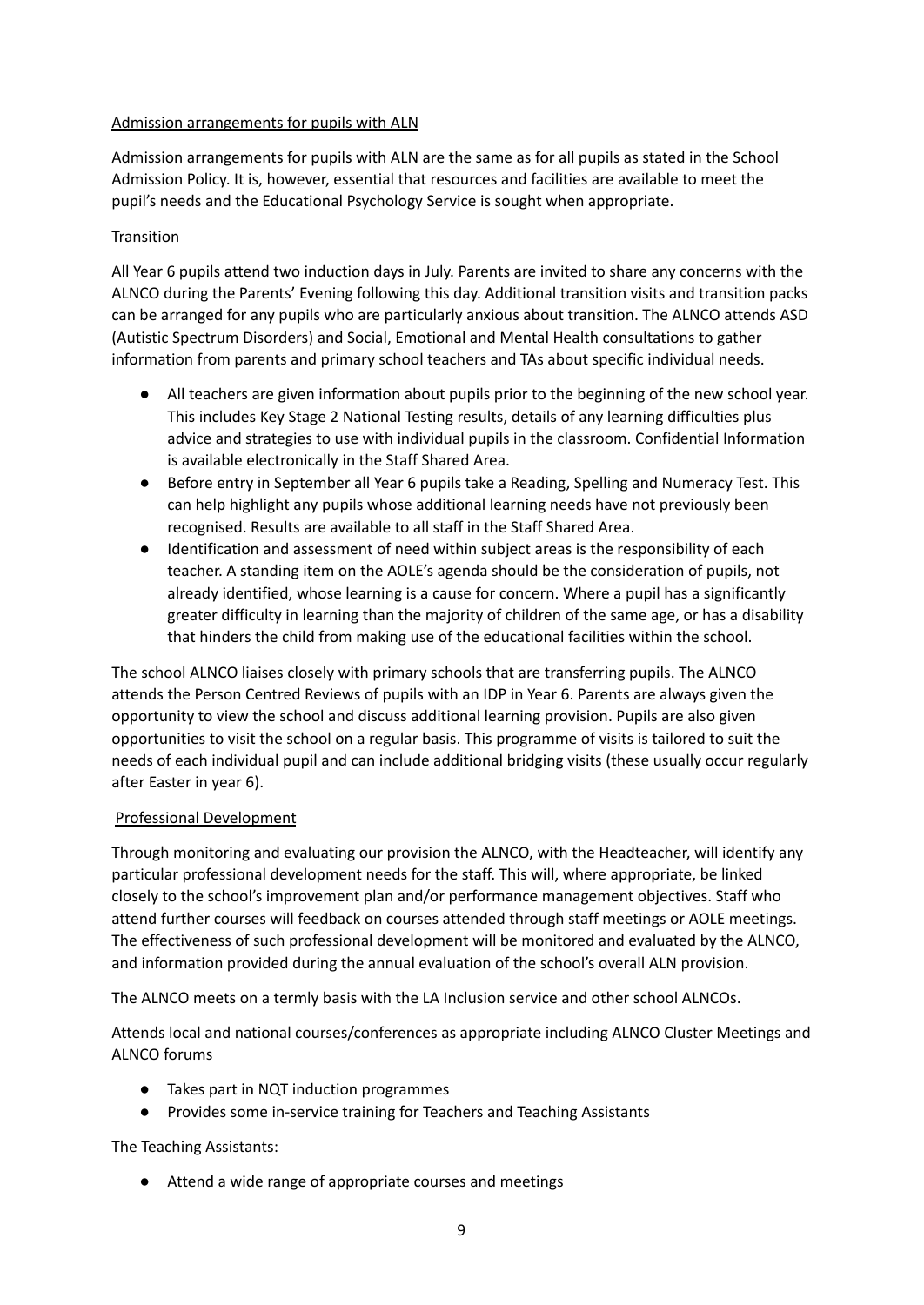Admission arrangements for pupils with ALN

Admission arrangements for pupils with ALN are the same as for all pupils as stated in the School Admission Policy. It is, however, essential that resources and facilities are available to meet the pupil's needs and the Educational Psychology Service is sought when appropriate.

Transition

All Year 6 pupils attend two induction days in July. Parents are invited to share any concerns with the ALNCO during the Parents' Evening following this day. Additional transition visits and transition packs can be arranged for any pupils who are particularly anxious about transition. The ALNCO attends ASD (Autistic Spectrum Disorders) and Social, Emotional and Mental Health consultations to gather information from parents and primary school teachers and TAs about specific individual needs.

- All teachers are given information about pupils prior to the beginning of the new school year. This includes Key Stage 2 National Testing results, details of any learning difficulties plus advice and strategies to use with individual pupils in the classroom. Confidential Information is available electronically in the Staff Shared Area.
- Before entry in September all Year 6 pupils take a Reading, Spelling and Numeracy Test. This can help highlight any pupils whose additional learning needs have not previously been recognised. Results are available to all staff in the Staff Shared Area.
- Identification and assessment of need within subject areas is the responsibility of each teacher. A standing item on the AOLE's agenda should be the consideration of pupils, not already identified, whose learning is a cause for concern. Where a pupil has a significantly greater difficulty in learning than the majority of children of the same age, or has a disability that hinders the child from making use of the educational facilities within the school.

The school ALNCO liaises closely with primary schools that are transferring pupils. The ALNCO attends the Person Centred Reviews of pupils with an IDP in Year 6. Parents are always given the opportunity to view the school and discuss additional learning provision. Pupils are also given opportunities to visit the school on a regular basis. This programme of visits is tailored to suit the needs of each individual pupil and can include additional bridging visits (these usually occur regularly after Easter in year 6).

Professional Development

Through monitoring and evaluating our provision the ALNCO, with the Headteacher, will identify any particular professional development needs for the staff. This will, where appropriate, be linked closely to the school's improvement plan and/or performance management objectives. Staff who attend further courses will feedback on courses attended through staff meetings or AOLE meetings. The effectiveness of such professional development will be monitored and evaluated by the ALNCO, and information provided during the annual evaluation of the school's overall ALN provision.

The ALNCO meets on a termly basis with the LA Inclusion service and other school ALNCOs.

Attends local and national courses/conferences as appropriate including ALNCO Cluster Meetings and ALNCO forums

- Takes part in NQT induction programmes
- Provides some in-service training for Teachers and Teaching Assistants

The Teaching Assistants:

- Attend a wide range of appropriate courses and meetings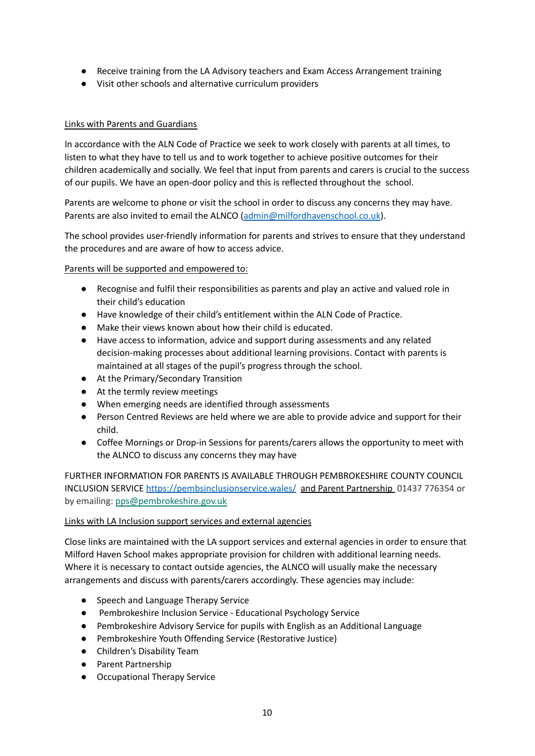- Receive training from the LA Advisory teachers and Exam Access Arrangement training
- Visit other schools and alternative curriculum providers

Links with Parents and Guardians

In accordance with the ALN Code of Practice we seek to work closely with parents at all times, to listen to what they have to tell us and to work together to achieve positive outcomes for their children academically and socially. We feel that input from parents and carers is crucial to the success of our pupils. We have an open-door policy and this is reflected throughout the school.

Parents are welcome to phone or visit the school in order to discuss any concerns they may have. Parents are also invited to email the ALNCO (admin@milfordhavenschool.co.uk).

The school provides user-friendly information for parents and strives to ensure that they understand the procedures and are aware of how to access advice.

Parents will be supported and empowered to:

- Recognise and fulfil their responsibilities as parents and play an active and valued role in their child's education
- Have knowledge of their child's entitlement within the ALN Code of Practice.
- Make their views known about how their child is educated.
- Have access to information, advice and support during assessments and any related decision-making processes about additional learning provisions. Contact with parents is maintained at all stages of the pupil's progress through the school.
- At the Primary/Secondary Transition
- At the termly review meetings
- When emerging needs are identified through assessments
- Person Centred Reviews are held where we are able to provide advice and support for their child.
- Coffee Mornings or Drop-in Sessions for parents/carers allows the opportunity to meet with the ALNCO to discuss any concerns they may have

FURTHER INFORMATION FOR PARENTS IS AVAILABLE THROUGH PEMBROKESHIRE COUNTY COUNCIL INCLUSION SERVICE https://pembsinclusionservice.wales/ and Parent Partnership 01437 776354 or by emailing: pps@pembrokeshire.gov.uk

Links with LA Inclusion support services and external agencies

Close links are maintained with the LA support services and external agencies in order to ensure that Milford Haven School makes appropriate provision for children with additional learning needs. Where it is necessary to contact outside agencies, the ALNCO will usually make the necessary arrangements and discuss with parents/carers accordingly. These agencies may include:

- Speech and Language Therapy Service
- Pembrokeshire Inclusion Service - Educational Psychology Service
- Pembrokeshire Advisory Service for pupils with English as an Additional Language
- Pembrokeshire Youth Offending Service (Restorative Justice)
- Children's Disability Team
- Parent Partnership
- Occupational Therapy Service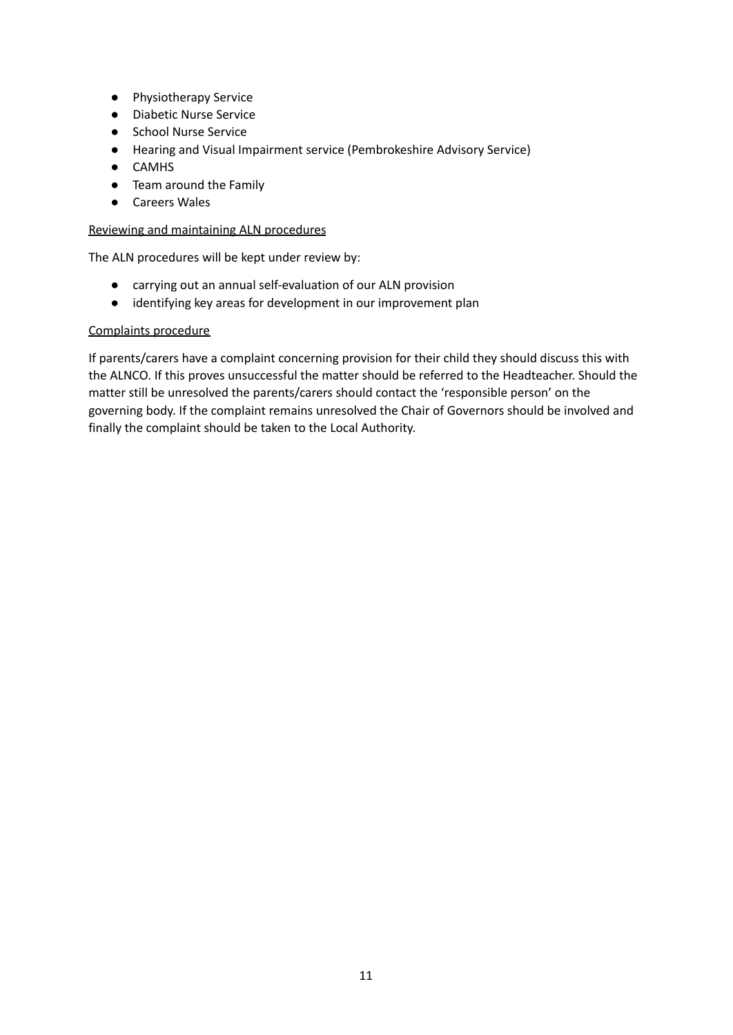- Physiotherapy Service
- Diabetic Nurse Service
- School Nurse Service
- Hearing and Visual Impairment service (Pembrokeshire Advisory Service)
- CAMHS
- Team around the Family
- Careers Wales

Reviewing and maintaining ALN procedures

The ALN procedures will be kept under review by:

- carrying out an annual self-evaluation of our ALN provision
- identifying key areas for development in our improvement plan

Complaints procedure

If parents/carers have a complaint concerning provision for their child they should discuss this with the ALNCO. If this proves unsuccessful the matter should be referred to the Headteacher. Should the matter still be unresolved the parents/carers should contact the 'responsible person' on the governing body. If the complaint remains unresolved the Chair of Governors should be involved and finally the complaint should be taken to the Local Authority.